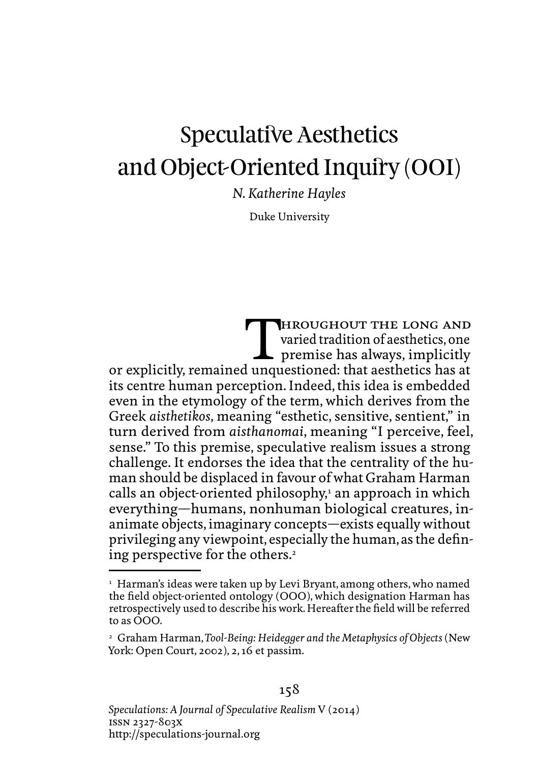# Speculative Aesthetics and Object-Oriented Inquiry (OOI)

*N. Katherine Hayles*

Duke University

Throughout the long and varied tradition of aesthetics, one premise has always, implicitly or explicitly, remained unquestioned: that aesthetics has at its centre human perception. Indeed, this idea is embedded even in the etymology of the term, which derives from the Greek *aisthetikos*, meaning "esthetic, sensitive, sentient," in turn derived from *aisthanomai*, meaning "I perceive, feel, sense." To this premise, speculative realism issues a strong challenge. It endorses the idea that the centrality of the human should be displaced in favour of what Graham Harman calls an object-oriented philosophy,[1] an approach in which everything—humans, nonhuman biological creatures, inanimate objects, imaginary concepts—exists equally without privileging any viewpoint, especially the human, as the defining perspective for the others.[2]

[1] Harman's ideas were taken up by Levi Bryant, among others, who named the field object-oriented ontology (OOO), which designation Harman has retrospectively used to describe his work. Hereafter the field will be referred to as OOO.

[2] Graham Harman, *Tool-Being: Heidegger and the Metaphysics of Objects* (New York: Open Court, 2002), 2, 16 et passim.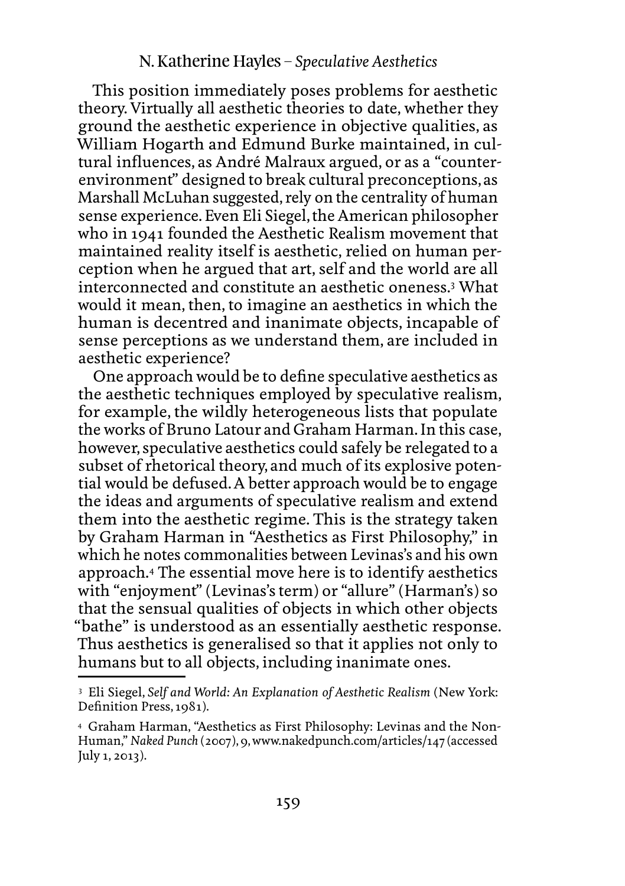This position immediately poses problems for aesthetic theory. Virtually all aesthetic theories to date, whether they ground the aesthetic experience in objective qualities, as William Hogarth and Edmund Burke maintained, in cultural influences, as André Malraux argued, or as a "counter-environment" designed to break cultural preconceptions, as Marshall McLuhan suggested, rely on the centrality of human sense experience. Even Eli Siegel, the American philosopher who in 1941 founded the Aesthetic Realism movement that maintained reality itself is aesthetic, relied on human perception when he argued that art, self and the world are all interconnected and constitute an aesthetic oneness.[3] What would it mean, then, to imagine an aesthetics in which the human is decentred and inanimate objects, incapable of sense perceptions as we understand them, are included in aesthetic experience?

One approach would be to define speculative aesthetics as the aesthetic techniques employed by speculative realism, for example, the wildly heterogeneous lists that populate the works of Bruno Latour and Graham Harman. In this case, however, speculative aesthetics could safely be relegated to a subset of rhetorical theory, and much of its explosive potential would be defused. A better approach would be to engage the ideas and arguments of speculative realism and extend them into the aesthetic regime. This is the strategy taken by Graham Harman in "Aesthetics as First Philosophy," in which he notes commonalities between Levinas's and his own approach.[4] The essential move here is to identify aesthetics with "enjoyment" (Levinas's term) or "allure" (Harman's) so that the sensual qualities of objects in which other objects "bathe" is understood as an essentially aesthetic response. Thus aesthetics is generalised so that it applies not only to humans but to all objects, including inanimate ones.

---

[3] Eli Siegel, *Self and World: An Explanation of Aesthetic Realism* (New York: Definition Press, 1981).

[4] Graham Harman, "Aesthetics as First Philosophy: Levinas and the Non-Human," *Naked Punch* (2007), 9, www.nakedpunch.com/articles/147 (accessed July 1, 2013).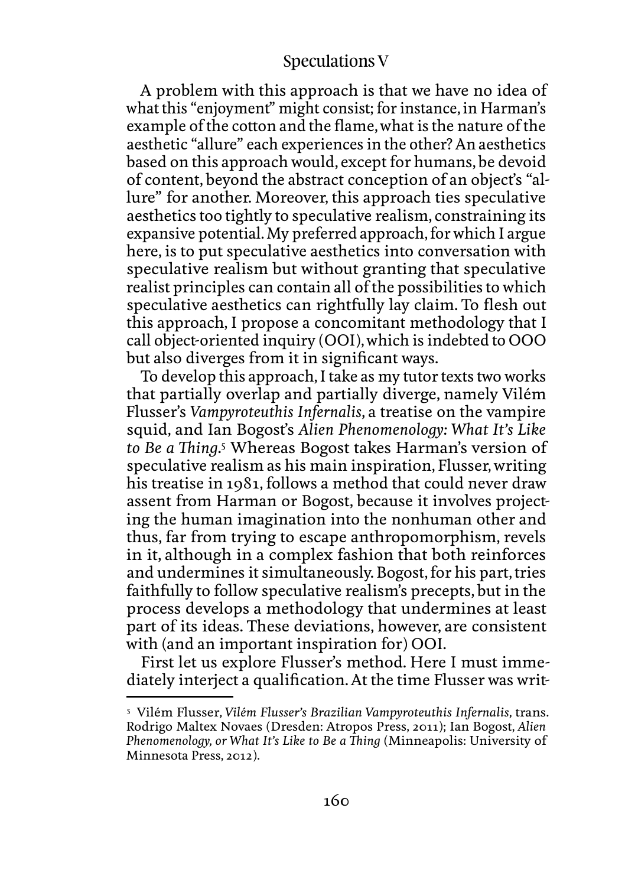A problem with this approach is that we have no idea of what this "enjoyment" might consist; for instance, in Harman's example of the cotton and the flame, what is the nature of the aesthetic "allure" each experiences in the other? An aesthetics based on this approach would, except for humans, be devoid of content, beyond the abstract conception of an object's "allure" for another. Moreover, this approach ties speculative aesthetics too tightly to speculative realism, constraining its expansive potential. My preferred approach, for which I argue here, is to put speculative aesthetics into conversation with speculative realism but without granting that speculative realist principles can contain all of the possibilities to which speculative aesthetics can rightfully lay claim. To flesh out this approach, I propose a concomitant methodology that I call object-oriented inquiry (OOI), which is indebted to OOO but also diverges from it in significant ways.

To develop this approach, I take as my tutor texts two works that partially overlap and partially diverge, namely Vilém Flusser's *Vampyroteuthis Infernalis*, a treatise on the vampire squid, and Ian Bogost's *Alien Phenomenology: What It's Like to Be a Thing*.[5] Whereas Bogost takes Harman's version of speculative realism as his main inspiration, Flusser, writing his treatise in 1981, follows a method that could never draw assent from Harman or Bogost, because it involves projecting the human imagination into the nonhuman other and thus, far from trying to escape anthropomorphism, revels in it, although in a complex fashion that both reinforces and undermines it simultaneously. Bogost, for his part, tries faithfully to follow speculative realism's precepts, but in the process develops a methodology that undermines at least part of its ideas. These deviations, however, are consistent with (and an important inspiration for) OOI.

First let us explore Flusser's method. Here I must immediately interject a qualification. At the time Flusser was writ-

---

[5] Vilém Flusser, *Vilém Flusser's Brazilian Vampyroteuthis Infernalis*, trans. Rodrigo Maltex Novaes (Dresden: Atropos Press, 2011); Ian Bogost, *Alien Phenomenology, or What It's Like to Be a Thing* (Minneapolis: University of Minnesota Press, 2012).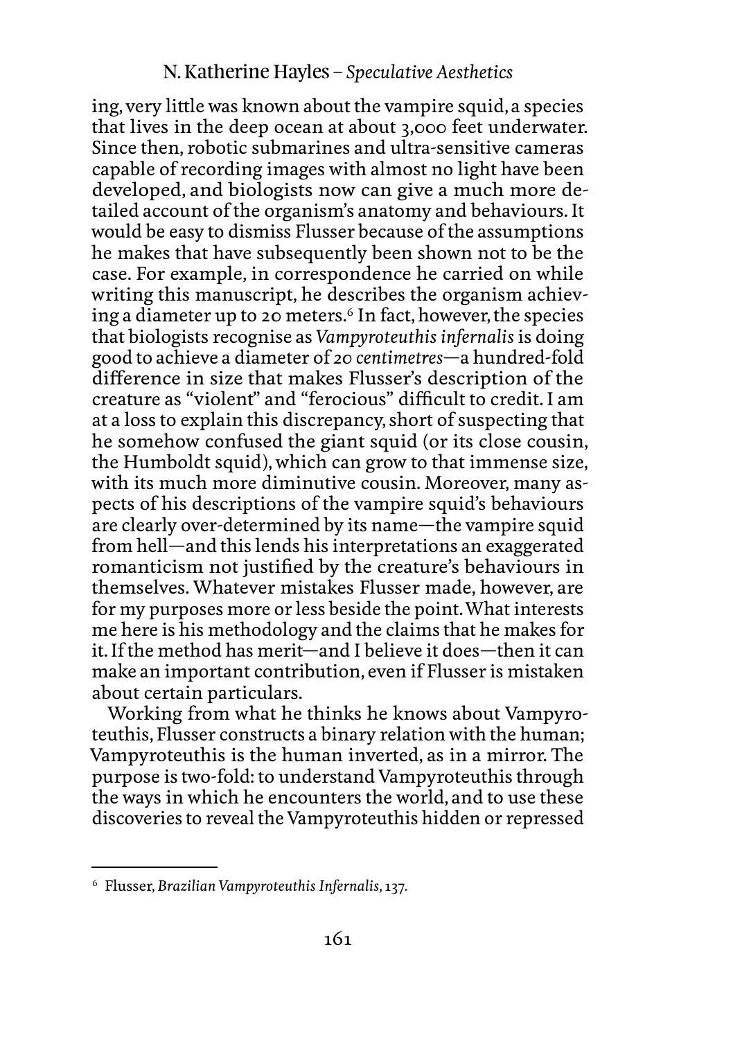ing, very little was known about the vampire squid, a species that lives in the deep ocean at about 3,000 feet underwater. Since then, robotic submarines and ultra-sensitive cameras capable of recording images with almost no light have been developed, and biologists now can give a much more detailed account of the organism's anatomy and behaviours. It would be easy to dismiss Flusser because of the assumptions he makes that have subsequently been shown not to be the case. For example, in correspondence he carried on while writing this manuscript, he describes the organism achieving a diameter up to 20 meters.[6] In fact, however, the species that biologists recognise as *Vampyroteuthis infernalis* is doing good to achieve a diameter of *20 centimetres*—a hundred-fold difference in size that makes Flusser's description of the creature as "violent" and "ferocious" difficult to credit. I am at a loss to explain this discrepancy, short of suspecting that he somehow confused the giant squid (or its close cousin, the Humboldt squid), which can grow to that immense size, with its much more diminutive cousin. Moreover, many aspects of his descriptions of the vampire squid's behaviours are clearly over-determined by its name—the vampire squid from hell—and this lends his interpretations an exaggerated romanticism not justified by the creature's behaviours in themselves. Whatever mistakes Flusser made, however, are for my purposes more or less beside the point. What interests me here is his methodology and the claims that he makes for it. If the method has merit—and I believe it does—then it can make an important contribution, even if Flusser is mistaken about certain particulars.

Working from what he thinks he knows about Vampyroteuthis, Flusser constructs a binary relation with the human; Vampyroteuthis is the human inverted, as in a mirror. The purpose is two-fold: to understand Vampyroteuthis through the ways in which he encounters the world, and to use these discoveries to reveal the Vampyroteuthis hidden or repressed

---

[6] Flusser, *Brazilian Vampyroteuthis Infernalis*, 137.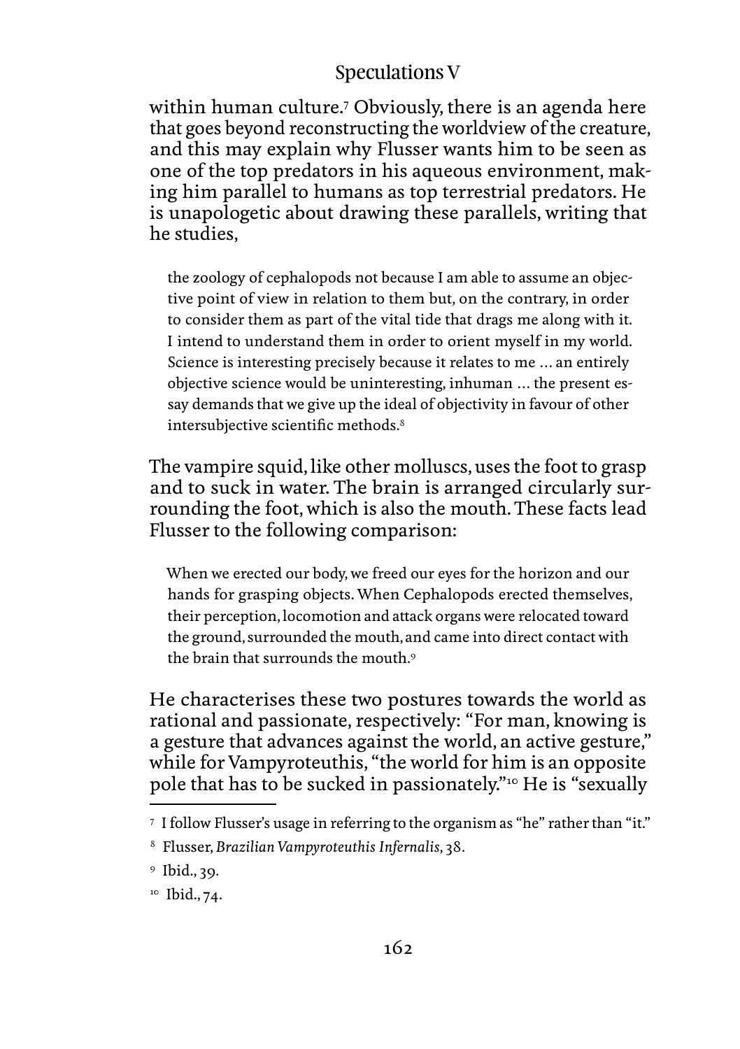within human culture.[7] Obviously, there is an agenda here that goes beyond reconstructing the worldview of the creature, and this may explain why Flusser wants him to be seen as one of the top predators in his aqueous environment, making him parallel to humans as top terrestrial predators. He is unapologetic about drawing these parallels, writing that he studies,

> the zoology of cephalopods not because I am able to assume an objective point of view in relation to them but, on the contrary, in order to consider them as part of the vital tide that drags me along with it. I intend to understand them in order to orient myself in my world. Science is interesting precisely because it relates to me … an entirely objective science would be uninteresting, inhuman … the present essay demands that we give up the ideal of objectivity in favour of other intersubjective scientific methods.[8]

The vampire squid, like other molluscs, uses the foot to grasp and to suck in water. The brain is arranged circularly surrounding the foot, which is also the mouth. These facts lead Flusser to the following comparison:

> When we erected our body, we freed our eyes for the horizon and our hands for grasping objects. When Cephalopods erected themselves, their perception, locomotion and attack organs were relocated toward the ground, surrounded the mouth, and came into direct contact with the brain that surrounds the mouth.[9]

He characterises these two postures towards the world as rational and passionate, respectively: "For man, knowing is a gesture that advances against the world, an active gesture," while for Vampyroteuthis, "the world for him is an opposite pole that has to be sucked in passionately."[10] He is "sexually

---

[7] I follow Flusser's usage in referring to the organism as "he" rather than "it."

[8] Flusser, *Brazilian Vampyroteuthis Infernalis*, 38.

[9] Ibid., 39.

[10] Ibid., 74.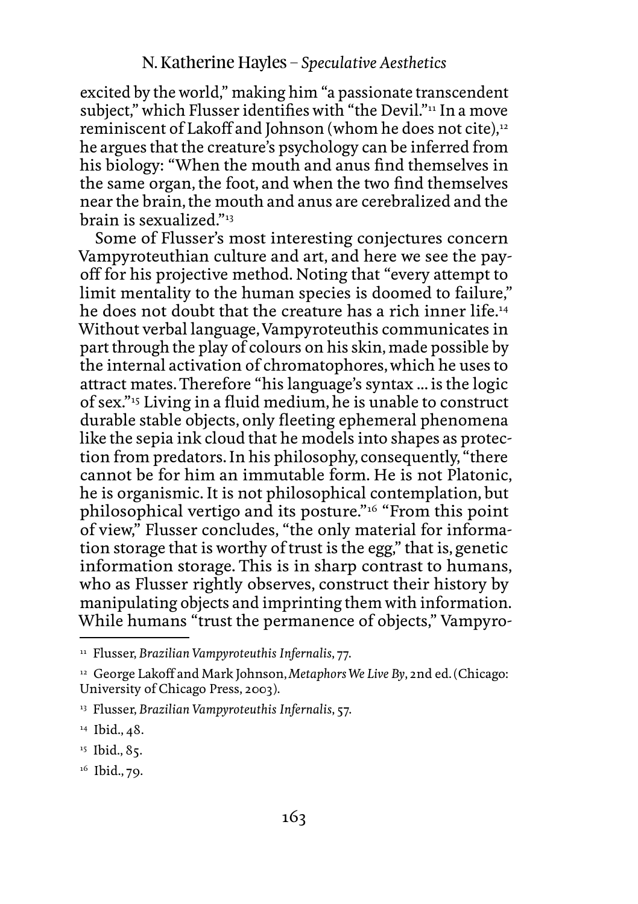excited by the world," making him "a passionate transcendent subject," which Flusser identifies with "the Devil."[11] In a move reminiscent of Lakoff and Johnson (whom he does not cite),[12] he argues that the creature's psychology can be inferred from his biology: "When the mouth and anus find themselves in the same organ, the foot, and when the two find themselves near the brain, the mouth and anus are cerebralized and the brain is sexualized."[13]

Some of Flusser's most interesting conjectures concern Vampyroteuthian culture and art, and here we see the payoff for his projective method. Noting that "every attempt to limit mentality to the human species is doomed to failure," he does not doubt that the creature has a rich inner life.[14] Without verbal language, Vampyroteuthis communicates in part through the play of colours on his skin, made possible by the internal activation of chromatophores, which he uses to attract mates. Therefore "his language's syntax ... is the logic of sex."[15] Living in a fluid medium, he is unable to construct durable stable objects, only fleeting ephemeral phenomena like the sepia ink cloud that he models into shapes as protection from predators. In his philosophy, consequently, "there cannot be for him an immutable form. He is not Platonic, he is organismic. It is not philosophical contemplation, but philosophical vertigo and its posture."[16] "From this point of view," Flusser concludes, "the only material for information storage that is worthy of trust is the egg," that is, genetic information storage. This is in sharp contrast to humans, who as Flusser rightly observes, construct their history by manipulating objects and imprinting them with information. While humans "trust the permanence of objects," Vampyro-

---

[11] Flusser, *Brazilian Vampyroteuthis Infernalis*, 77.

[12] George Lakoff and Mark Johnson, *Metaphors We Live By*, 2nd ed. (Chicago: University of Chicago Press, 2003).

[13] Flusser, *Brazilian Vampyroteuthis Infernalis*, 57.

[14] Ibid., 48.

[15] Ibid., 85.

[16] Ibid., 79.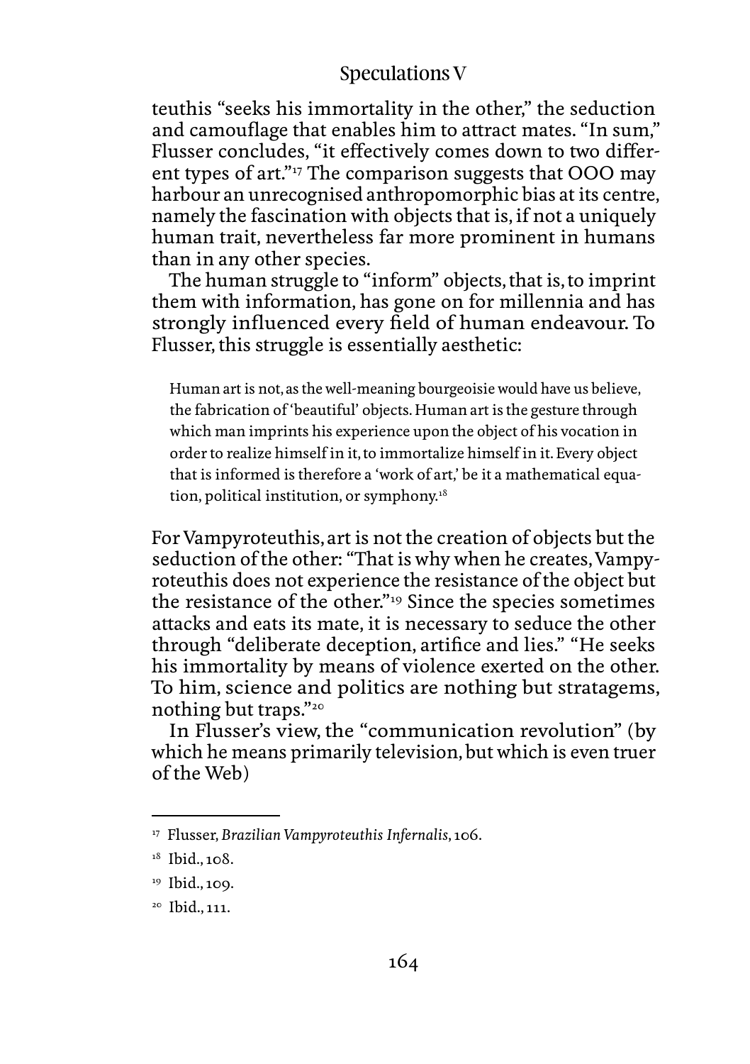teuthis "seeks his immortality in the other," the seduction and camouflage that enables him to attract mates. "In sum," Flusser concludes, "it effectively comes down to two different types of art."[17] The comparison suggests that OOO may harbour an unrecognised anthropomorphic bias at its centre, namely the fascination with objects that is, if not a uniquely human trait, nevertheless far more prominent in humans than in any other species.

The human struggle to "inform" objects, that is, to imprint them with information, has gone on for millennia and has strongly influenced every field of human endeavour. To Flusser, this struggle is essentially aesthetic:

> Human art is not, as the well-meaning bourgeoisie would have us believe, the fabrication of 'beautiful' objects. Human art is the gesture through which man imprints his experience upon the object of his vocation in order to realize himself in it, to immortalize himself in it. Every object that is informed is therefore a 'work of art,' be it a mathematical equation, political institution, or symphony.[18]

For Vampyroteuthis, art is not the creation of objects but the seduction of the other: "That is why when he creates, Vampyroteuthis does not experience the resistance of the object but the resistance of the other."[19] Since the species sometimes attacks and eats its mate, it is necessary to seduce the other through "deliberate deception, artifice and lies." "He seeks his immortality by means of violence exerted on the other. To him, science and politics are nothing but stratagems, nothing but traps."[20]

In Flusser's view, the "communication revolution" (by which he means primarily television, but which is even truer of the Web)

---

[17] Flusser, *Brazilian Vampyroteuthis Infernalis*, 106.

[18] Ibid., 108.

[19] Ibid., 109.

[20] Ibid., 111.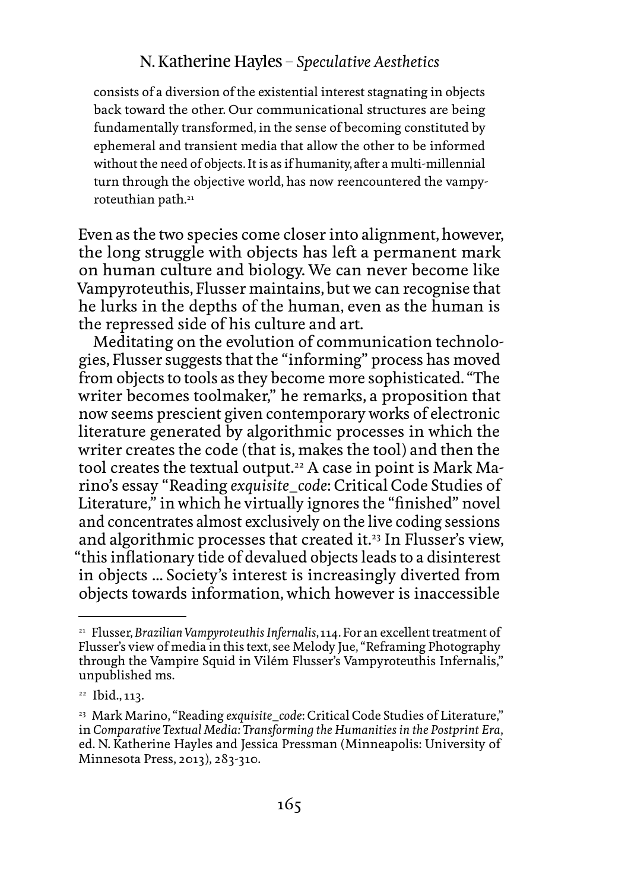> consists of a diversion of the existential interest stagnating in objects back toward the other. Our communicational structures are being fundamentally transformed, in the sense of becoming constituted by ephemeral and transient media that allow the other to be informed without the need of objects. It is as if humanity, after a multi-millennial turn through the objective world, has now reencountered the vampyroteuthian path.[21]

Even as the two species come closer into alignment, however, the long struggle with objects has left a permanent mark on human culture and biology. We can never become like Vampyroteuthis, Flusser maintains, but we can recognise that he lurks in the depths of the human, even as the human is the repressed side of his culture and art.

Meditating on the evolution of communication technologies, Flusser suggests that the "informing" process has moved from objects to tools as they become more sophisticated. "The writer becomes toolmaker," he remarks, a proposition that now seems prescient given contemporary works of electronic literature generated by algorithmic processes in which the writer creates the code (that is, makes the tool) and then the tool creates the textual output.[22] A case in point is Mark Marino's essay "Reading *exquisite_code*: Critical Code Studies of Literature," in which he virtually ignores the "finished" novel and concentrates almost exclusively on the live coding sessions and algorithmic processes that created it.[23] In Flusser's view, "this inflationary tide of devalued objects leads to a disinterest in objects ... Society's interest is increasingly diverted from objects towards information, which however is inaccessible

---

[21] Flusser, *Brazilian Vampyroteuthis Infernalis*, 114. For an excellent treatment of Flusser's view of media in this text, see Melody Jue, "Reframing Photography through the Vampire Squid in Vilém Flusser's Vampyroteuthis Infernalis," unpublished ms.

[22] Ibid., 113.

[23] Mark Marino, "Reading *exquisite_code*: Critical Code Studies of Literature," in *Comparative Textual Media: Transforming the Humanities in the Postprint Era*, ed. N. Katherine Hayles and Jessica Pressman (Minneapolis: University of Minnesota Press, 2013), 283-310.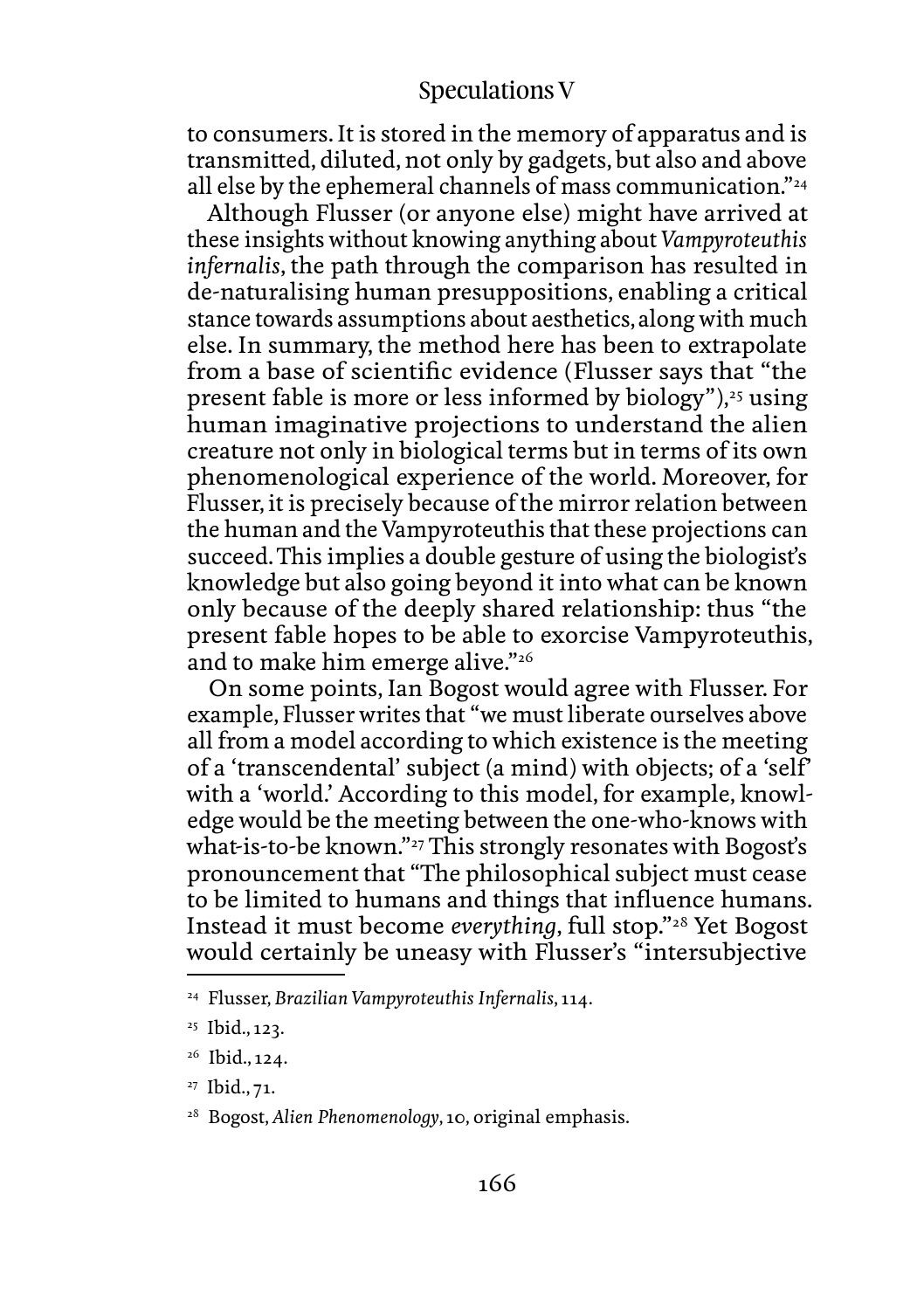to consumers. It is stored in the memory of apparatus and is transmitted, diluted, not only by gadgets, but also and above all else by the ephemeral channels of mass communication."[24]

Although Flusser (or anyone else) might have arrived at these insights without knowing anything about *Vampyroteuthis infernalis*, the path through the comparison has resulted in de-naturalising human presuppositions, enabling a critical stance towards assumptions about aesthetics, along with much else. In summary, the method here has been to extrapolate from a base of scientific evidence (Flusser says that "the present fable is more or less informed by biology"),[25] using human imaginative projections to understand the alien creature not only in biological terms but in terms of its own phenomenological experience of the world. Moreover, for Flusser, it is precisely because of the mirror relation between the human and the Vampyroteuthis that these projections can succeed. This implies a double gesture of using the biologist's knowledge but also going beyond it into what can be known only because of the deeply shared relationship: thus "the present fable hopes to be able to exorcise Vampyroteuthis, and to make him emerge alive."[26]

On some points, Ian Bogost would agree with Flusser. For example, Flusser writes that "we must liberate ourselves above all from a model according to which existence is the meeting of a 'transcendental' subject (a mind) with objects; of a 'self' with a 'world.' According to this model, for example, knowledge would be the meeting between the one-who-knows with what-is-to-be known."[27] This strongly resonates with Bogost's pronouncement that "The philosophical subject must cease to be limited to humans and things that influence humans. Instead it must become *everything*, full stop."[28] Yet Bogost would certainly be uneasy with Flusser's "intersubjective

[24] Flusser, *Brazilian Vampyroteuthis Infernalis*, 114.

[25] Ibid., 123.

[26] Ibid., 124.

[27] Ibid., 71.

[28] Bogost, *Alien Phenomenology*, 10, original emphasis.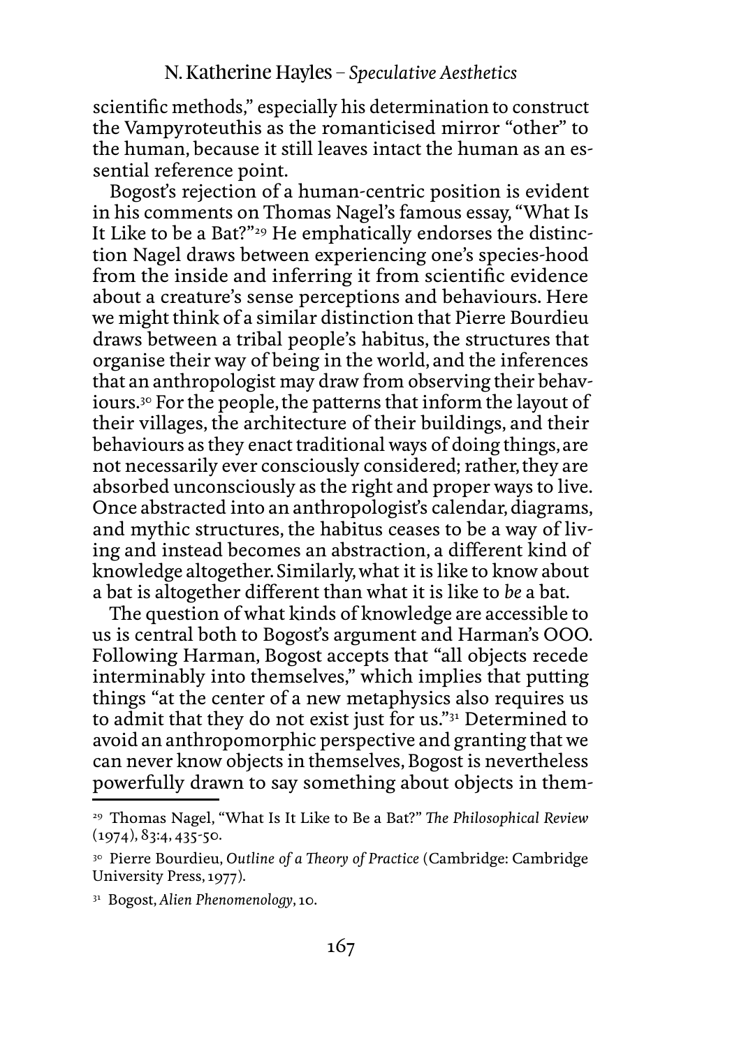scientific methods," especially his determination to construct the Vampyroteuthis as the romanticised mirror "other" to the human, because it still leaves intact the human as an essential reference point.

Bogost's rejection of a human-centric position is evident in his comments on Thomas Nagel's famous essay, "What Is It Like to be a Bat?"[29] He emphatically endorses the distinction Nagel draws between experiencing one's species-hood from the inside and inferring it from scientific evidence about a creature's sense perceptions and behaviours. Here we might think of a similar distinction that Pierre Bourdieu draws between a tribal people's habitus, the structures that organise their way of being in the world, and the inferences that an anthropologist may draw from observing their behaviours.[30] For the people, the patterns that inform the layout of their villages, the architecture of their buildings, and their behaviours as they enact traditional ways of doing things, are not necessarily ever consciously considered; rather, they are absorbed unconsciously as the right and proper ways to live. Once abstracted into an anthropologist's calendar, diagrams, and mythic structures, the habitus ceases to be a way of living and instead becomes an abstraction, a different kind of knowledge altogether. Similarly, what it is like to know about a bat is altogether different than what it is like to *be* a bat.

The question of what kinds of knowledge are accessible to us is central both to Bogost's argument and Harman's OOO. Following Harman, Bogost accepts that "all objects recede interminably into themselves," which implies that putting things "at the center of a new metaphysics also requires us to admit that they do not exist just for us."[31] Determined to avoid an anthropomorphic perspective and granting that we can never know objects in themselves, Bogost is nevertheless powerfully drawn to say something about objects in them-

---

[29] Thomas Nagel, "What Is It Like to Be a Bat?" *The Philosophical Review* (1974), 83:4, 435-50.

[30] Pierre Bourdieu, *Outline of a Theory of Practice* (Cambridge: Cambridge University Press, 1977).

[31] Bogost, *Alien Phenomenology*, 10.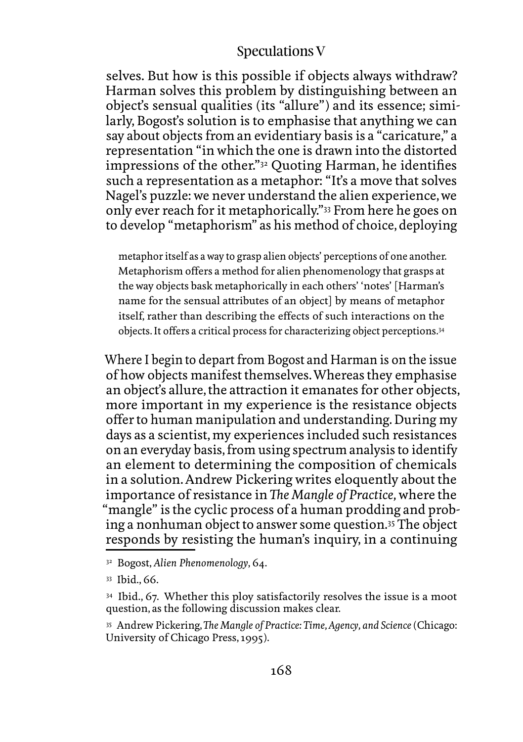selves. But how is this possible if objects always withdraw? Harman solves this problem by distinguishing between an object's sensual qualities (its "allure") and its essence; similarly, Bogost's solution is to emphasise that anything we can say about objects from an evidentiary basis is a "caricature," a representation "in which the one is drawn into the distorted impressions of the other."[32] Quoting Harman, he identifies such a representation as a metaphor: "It's a move that solves Nagel's puzzle: we never understand the alien experience, we only ever reach for it metaphorically."[33] From here he goes on to develop "metaphorism" as his method of choice, deploying

> metaphor itself as a way to grasp alien objects' perceptions of one another. Metaphorism offers a method for alien phenomenology that grasps at the way objects bask metaphorically in each others' 'notes' [Harman's name for the sensual attributes of an object] by means of metaphor itself, rather than describing the effects of such interactions on the objects. It offers a critical process for characterizing object perceptions.[34]

Where I begin to depart from Bogost and Harman is on the issue of how objects manifest themselves. Whereas they emphasise an object's allure, the attraction it emanates for other objects, more important in my experience is the resistance objects offer to human manipulation and understanding. During my days as a scientist, my experiences included such resistances on an everyday basis, from using spectrum analysis to identify an element to determining the composition of chemicals in a solution. Andrew Pickering writes eloquently about the importance of resistance in *The Mangle of Practice*, where the "mangle" is the cyclic process of a human prodding and probing a nonhuman object to answer some question.[35] The object responds by resisting the human's inquiry, in a continuing

---

[32] Bogost, *Alien Phenomenology*, 64.

[33] Ibid., 66.

[34] Ibid., 67. Whether this ploy satisfactorily resolves the issue is a moot question, as the following discussion makes clear.

[35] Andrew Pickering, *The Mangle of Practice: Time, Agency, and Science* (Chicago: University of Chicago Press, 1995).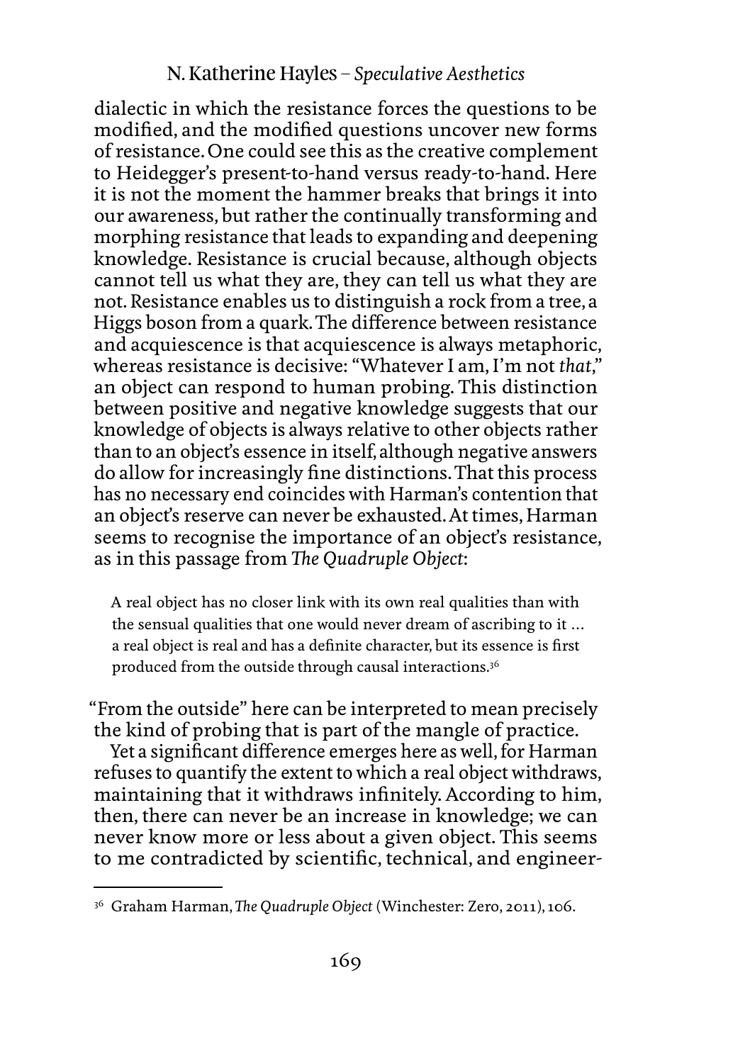dialectic in which the resistance forces the questions to be modified, and the modified questions uncover new forms of resistance. One could see this as the creative complement to Heidegger's present-to-hand versus ready-to-hand. Here it is not the moment the hammer breaks that brings it into our awareness, but rather the continually transforming and morphing resistance that leads to expanding and deepening knowledge. Resistance is crucial because, although objects cannot tell us what they are, they can tell us what they are not. Resistance enables us to distinguish a rock from a tree, a Higgs boson from a quark. The difference between resistance and acquiescence is that acquiescence is always metaphoric, whereas resistance is decisive: "Whatever I am, I'm not *that*," an object can respond to human probing. This distinction between positive and negative knowledge suggests that our knowledge of objects is always relative to other objects rather than to an object's essence in itself, although negative answers do allow for increasingly fine distinctions. That this process has no necessary end coincides with Harman's contention that an object's reserve can never be exhausted. At times, Harman seems to recognise the importance of an object's resistance, as in this passage from *The Quadruple Object*:

> A real object has no closer link with its own real qualities than with the sensual qualities that one would never dream of ascribing to it ... a real object is real and has a definite character, but its essence is first produced from the outside through causal interactions.[36]

"From the outside" here can be interpreted to mean precisely the kind of probing that is part of the mangle of practice.

Yet a significant difference emerges here as well, for Harman refuses to quantify the extent to which a real object withdraws, maintaining that it withdraws infinitely. According to him, then, there can never be an increase in knowledge; we can never know more or less about a given object. This seems to me contradicted by scientific, technical, and engineer-

---

[36] Graham Harman, *The Quadruple Object* (Winchester: Zero, 2011), 106.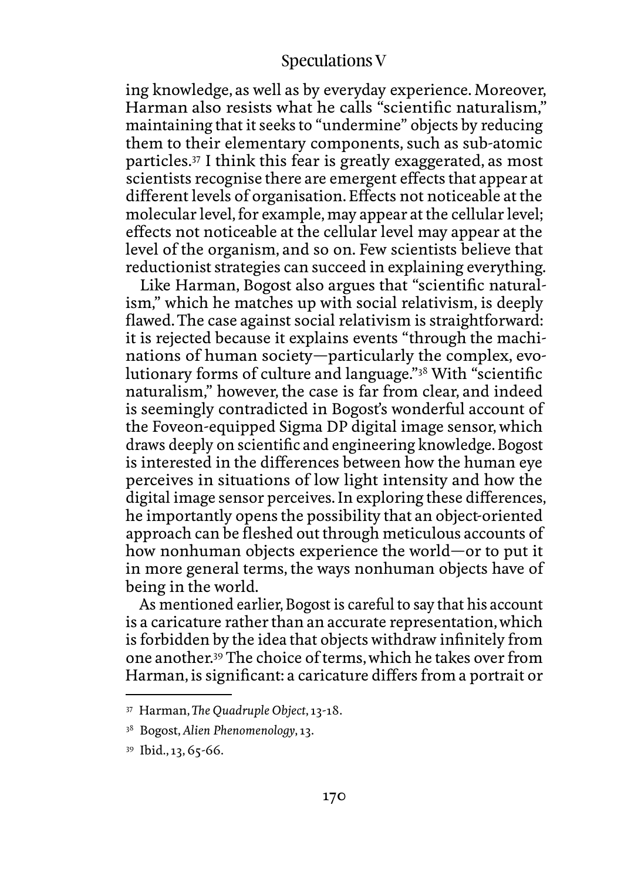ing knowledge, as well as by everyday experience. Moreover, Harman also resists what he calls "scientific naturalism," maintaining that it seeks to "undermine" objects by reducing them to their elementary components, such as sub-atomic particles.[37] I think this fear is greatly exaggerated, as most scientists recognise there are emergent effects that appear at different levels of organisation. Effects not noticeable at the molecular level, for example, may appear at the cellular level; effects not noticeable at the cellular level may appear at the level of the organism, and so on. Few scientists believe that reductionist strategies can succeed in explaining everything.

Like Harman, Bogost also argues that "scientific naturalism," which he matches up with social relativism, is deeply flawed. The case against social relativism is straightforward: it is rejected because it explains events "through the machinations of human society—particularly the complex, evolutionary forms of culture and language."[38] With "scientific naturalism," however, the case is far from clear, and indeed is seemingly contradicted in Bogost's wonderful account of the Foveon-equipped Sigma DP digital image sensor, which draws deeply on scientific and engineering knowledge. Bogost is interested in the differences between how the human eye perceives in situations of low light intensity and how the digital image sensor perceives. In exploring these differences, he importantly opens the possibility that an object-oriented approach can be fleshed out through meticulous accounts of how nonhuman objects experience the world—or to put it in more general terms, the ways nonhuman objects have of being in the world.

As mentioned earlier, Bogost is careful to say that his account is a caricature rather than an accurate representation, which is forbidden by the idea that objects withdraw infinitely from one another.[39] The choice of terms, which he takes over from Harman, is significant: a caricature differs from a portrait or

---

[37] Harman, *The Quadruple Object*, 13-18.

[38] Bogost, *Alien Phenomenology*, 13.

[39] Ibid., 13, 65-66.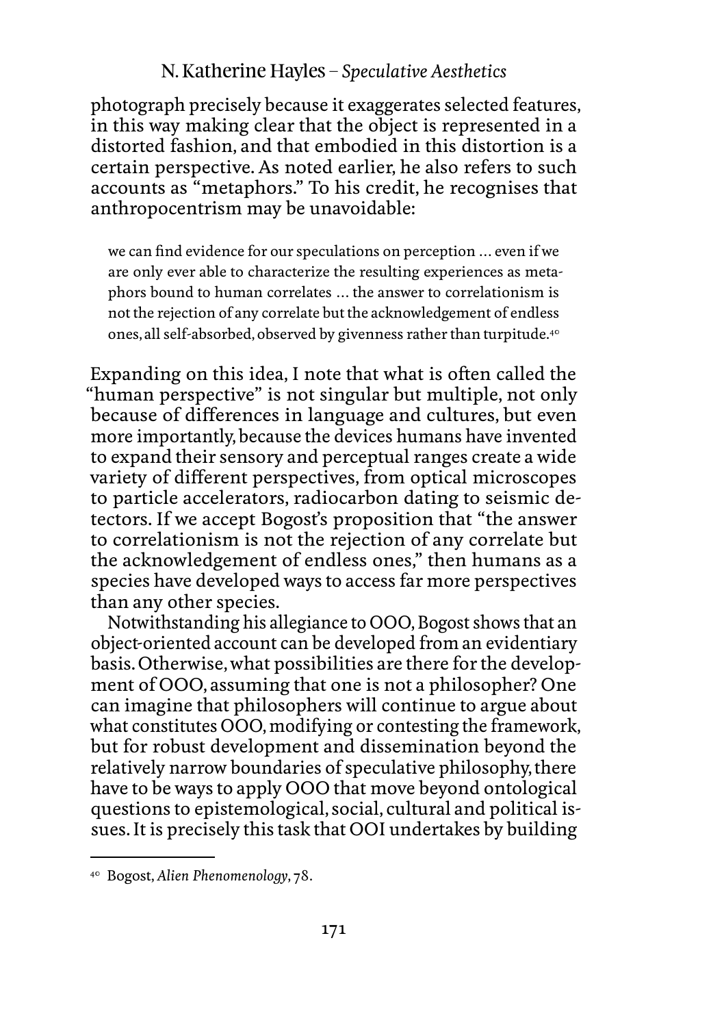photograph precisely because it exaggerates selected features, in this way making clear that the object is represented in a distorted fashion, and that embodied in this distortion is a certain perspective. As noted earlier, he also refers to such accounts as "metaphors." To his credit, he recognises that anthropocentrism may be unavoidable:

> we can find evidence for our speculations on perception … even if we are only ever able to characterize the resulting experiences as metaphors bound to human correlates … the answer to correlationism is not the rejection of any correlate but the acknowledgement of endless ones, all self-absorbed, observed by givenness rather than turpitude.[40]

Expanding on this idea, I note that what is often called the "human perspective" is not singular but multiple, not only because of differences in language and cultures, but even more importantly, because the devices humans have invented to expand their sensory and perceptual ranges create a wide variety of different perspectives, from optical microscopes to particle accelerators, radiocarbon dating to seismic detectors. If we accept Bogost's proposition that "the answer to correlationism is not the rejection of any correlate but the acknowledgement of endless ones," then humans as a species have developed ways to access far more perspectives than any other species.

Notwithstanding his allegiance to OOO, Bogost shows that an object-oriented account can be developed from an evidentiary basis. Otherwise, what possibilities are there for the development of OOO, assuming that one is not a philosopher? One can imagine that philosophers will continue to argue about what constitutes OOO, modifying or contesting the framework, but for robust development and dissemination beyond the relatively narrow boundaries of speculative philosophy, there have to be ways to apply OOO that move beyond ontological questions to epistemological, social, cultural and political issues. It is precisely this task that OOI undertakes by building

---

[40] Bogost, *Alien Phenomenology*, 78.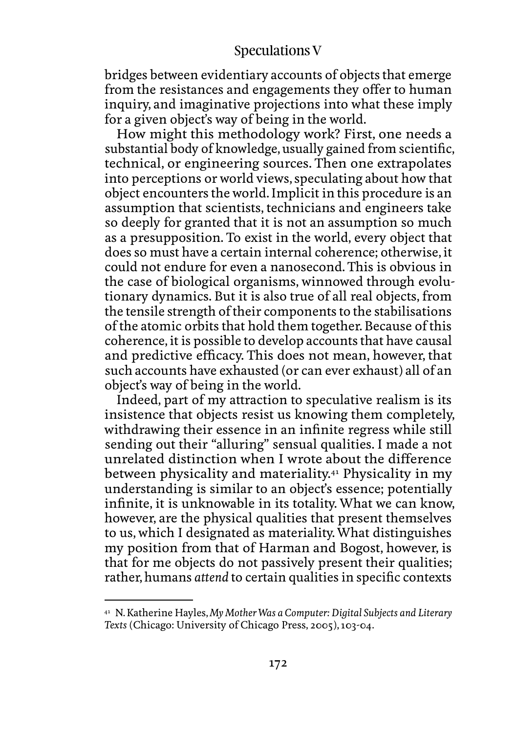bridges between evidentiary accounts of objects that emerge from the resistances and engagements they offer to human inquiry, and imaginative projections into what these imply for a given object's way of being in the world.

How might this methodology work? First, one needs a substantial body of knowledge, usually gained from scientific, technical, or engineering sources. Then one extrapolates into perceptions or world views, speculating about how that object encounters the world. Implicit in this procedure is an assumption that scientists, technicians and engineers take so deeply for granted that it is not an assumption so much as a presupposition. To exist in the world, every object that does so must have a certain internal coherence; otherwise, it could not endure for even a nanosecond. This is obvious in the case of biological organisms, winnowed through evolutionary dynamics. But it is also true of all real objects, from the tensile strength of their components to the stabilisations of the atomic orbits that hold them together. Because of this coherence, it is possible to develop accounts that have causal and predictive efficacy. This does not mean, however, that such accounts have exhausted (or can ever exhaust) all of an object's way of being in the world.

Indeed, part of my attraction to speculative realism is its insistence that objects resist us knowing them completely, withdrawing their essence in an infinite regress while still sending out their "alluring" sensual qualities. I made a not unrelated distinction when I wrote about the difference between physicality and materiality.[41] Physicality in my understanding is similar to an object's essence; potentially infinite, it is unknowable in its totality. What we can know, however, are the physical qualities that present themselves to us, which I designated as materiality. What distinguishes my position from that of Harman and Bogost, however, is that for me objects do not passively present their qualities; rather, humans *attend* to certain qualities in specific contexts

---

[41] N. Katherine Hayles, *My Mother Was a Computer: Digital Subjects and Literary Texts* (Chicago: University of Chicago Press, 2005), 103-04.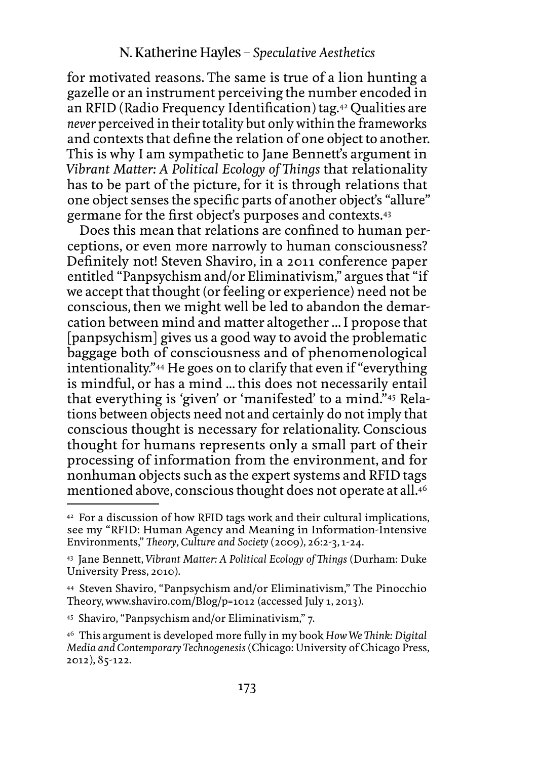for motivated reasons. The same is true of a lion hunting a gazelle or an instrument perceiving the number encoded in an RFID (Radio Frequency Identification) tag.[42] Qualities are *never* perceived in their totality but only within the frameworks and contexts that define the relation of one object to another. This is why I am sympathetic to Jane Bennett's argument in *Vibrant Matter: A Political Ecology of Things* that relationality has to be part of the picture, for it is through relations that one object senses the specific parts of another object's "allure" germane for the first object's purposes and contexts.[43]

Does this mean that relations are confined to human perceptions, or even more narrowly to human consciousness? Definitely not! Steven Shaviro, in a 2011 conference paper entitled "Panpsychism and/or Eliminativism," argues that "if we accept that thought (or feeling or experience) need not be conscious, then we might well be led to abandon the demarcation between mind and matter altogether ... I propose that [panpsychism] gives us a good way to avoid the problematic baggage both of consciousness and of phenomenological intentionality."[44] He goes on to clarify that even if "everything is mindful, or has a mind ... this does not necessarily entail that everything is 'given' or 'manifested' to a mind."[45] Relations between objects need not and certainly do not imply that conscious thought is necessary for relationality. Conscious thought for humans represents only a small part of their processing of information from the environment, and for nonhuman objects such as the expert systems and RFID tags mentioned above, conscious thought does not operate at all.[46]

---

[42] For a discussion of how RFID tags work and their cultural implications, see my "RFID: Human Agency and Meaning in Information-Intensive Environments," *Theory, Culture and Society* (2009), 26:2-3, 1-24.

[43] Jane Bennett, *Vibrant Matter: A Political Ecology of Things* (Durham: Duke University Press, 2010).

[44] Steven Shaviro, "Panpsychism and/or Eliminativism," The Pinocchio Theory, www.shaviro.com/Blog/p=1012 (accessed July 1, 2013).

[45] Shaviro, "Panpsychism and/or Eliminativism," 7.

[46] This argument is developed more fully in my book *How We Think: Digital Media and Contemporary Technogenesis* (Chicago: University of Chicago Press, 2012), 85-122.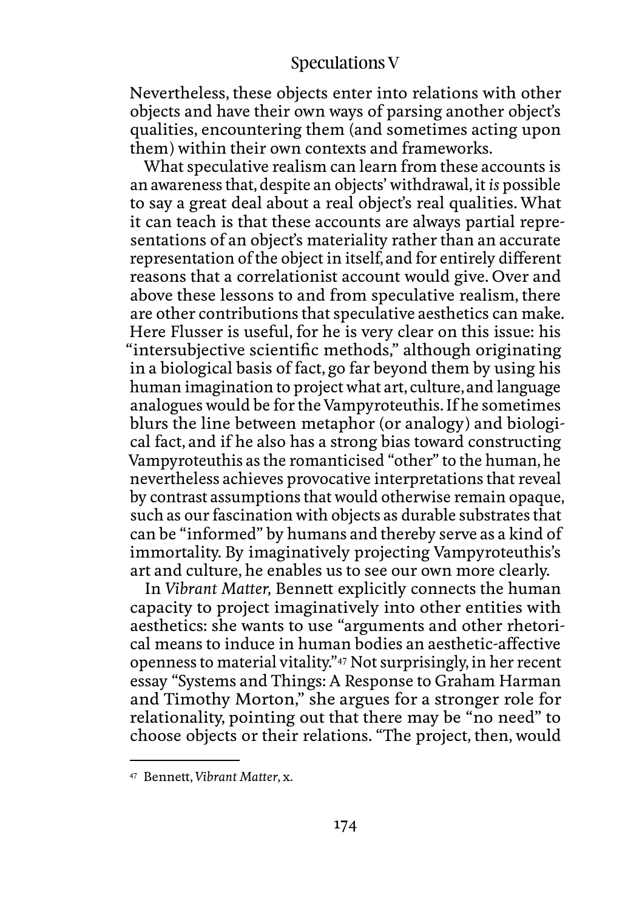Nevertheless, these objects enter into relations with other objects and have their own ways of parsing another object's qualities, encountering them (and sometimes acting upon them) within their own contexts and frameworks.

What speculative realism can learn from these accounts is an awareness that, despite an objects' withdrawal, it *is* possible to say a great deal about a real object's real qualities. What it can teach is that these accounts are always partial representations of an object's materiality rather than an accurate representation of the object in itself, and for entirely different reasons that a correlationist account would give. Over and above these lessons to and from speculative realism, there are other contributions that speculative aesthetics can make. Here Flusser is useful, for he is very clear on this issue: his "intersubjective scientific methods," although originating in a biological basis of fact, go far beyond them by using his human imagination to project what art, culture, and language analogues would be for the Vampyroteuthis. If he sometimes blurs the line between metaphor (or analogy) and biological fact, and if he also has a strong bias toward constructing Vampyroteuthis as the romanticised "other" to the human, he nevertheless achieves provocative interpretations that reveal by contrast assumptions that would otherwise remain opaque, such as our fascination with objects as durable substrates that can be "informed" by humans and thereby serve as a kind of immortality. By imaginatively projecting Vampyroteuthis's art and culture, he enables us to see our own more clearly.

In *Vibrant Matter,* Bennett explicitly connects the human capacity to project imaginatively into other entities with aesthetics: she wants to use "arguments and other rhetorical means to induce in human bodies an aesthetic-affective openness to material vitality."[47] Not surprisingly, in her recent essay "Systems and Things: A Response to Graham Harman and Timothy Morton," she argues for a stronger role for relationality, pointing out that there may be "no need" to choose objects or their relations. "The project, then, would

---

[47] Bennett, *Vibrant Matter*, x.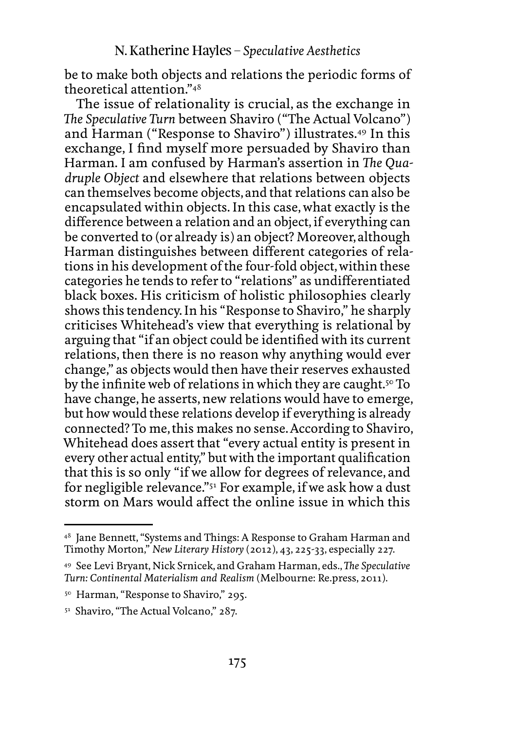be to make both objects and relations the periodic forms of theoretical attention."[48]

The issue of relationality is crucial, as the exchange in *The Speculative Turn* between Shaviro ("The Actual Volcano") and Harman ("Response to Shaviro") illustrates.[49] In this exchange, I find myself more persuaded by Shaviro than Harman. I am confused by Harman's assertion in *The Quadruple Object* and elsewhere that relations between objects can themselves become objects, and that relations can also be encapsulated within objects. In this case, what exactly is the difference between a relation and an object, if everything can be converted to (or already is) an object? Moreover, although Harman distinguishes between different categories of relations in his development of the four-fold object, within these categories he tends to refer to "relations" as undifferentiated black boxes. His criticism of holistic philosophies clearly shows this tendency. In his "Response to Shaviro," he sharply criticises Whitehead's view that everything is relational by arguing that "if an object could be identified with its current relations, then there is no reason why anything would ever change," as objects would then have their reserves exhausted by the infinite web of relations in which they are caught.[50] To have change, he asserts, new relations would have to emerge, but how would these relations develop if everything is already connected? To me, this makes no sense. According to Shaviro, Whitehead does assert that "every actual entity is present in every other actual entity," but with the important qualification that this is so only "if we allow for degrees of relevance, and for negligible relevance."[51] For example, if we ask how a dust storm on Mars would affect the online issue in which this

---

[48] Jane Bennett, "Systems and Things: A Response to Graham Harman and Timothy Morton," *New Literary History* (2012), 43, 225-33, especially 227.

[49] See Levi Bryant, Nick Srnicek, and Graham Harman, eds., *The Speculative Turn: Continental Materialism and Realism* (Melbourne: Re.press, 2011).

[50] Harman, "Response to Shaviro," 295.

[51] Shaviro, "The Actual Volcano," 287.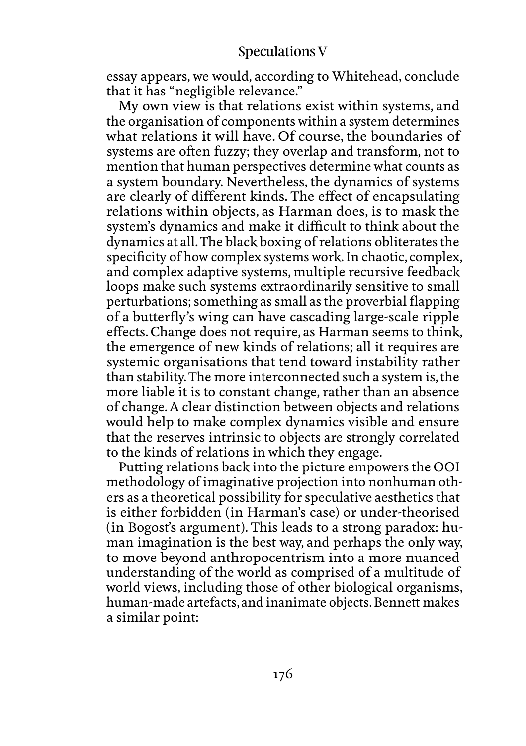essay appears, we would, according to Whitehead, conclude that it has "negligible relevance."

My own view is that relations exist within systems, and the organisation of components within a system determines what relations it will have. Of course, the boundaries of systems are often fuzzy; they overlap and transform, not to mention that human perspectives determine what counts as a system boundary. Nevertheless, the dynamics of systems are clearly of different kinds. The effect of encapsulating relations within objects, as Harman does, is to mask the system's dynamics and make it difficult to think about the dynamics at all. The black boxing of relations obliterates the specificity of how complex systems work. In chaotic, complex, and complex adaptive systems, multiple recursive feedback loops make such systems extraordinarily sensitive to small perturbations; something as small as the proverbial flapping of a butterfly's wing can have cascading large-scale ripple effects. Change does not require, as Harman seems to think, the emergence of new kinds of relations; all it requires are systemic organisations that tend toward instability rather than stability. The more interconnected such a system is, the more liable it is to constant change, rather than an absence of change. A clear distinction between objects and relations would help to make complex dynamics visible and ensure that the reserves intrinsic to objects are strongly correlated to the kinds of relations in which they engage.

Putting relations back into the picture empowers the OOI methodology of imaginative projection into nonhuman others as a theoretical possibility for speculative aesthetics that is either forbidden (in Harman's case) or under-theorised (in Bogost's argument). This leads to a strong paradox: human imagination is the best way, and perhaps the only way, to move beyond anthropocentrism into a more nuanced understanding of the world as comprised of a multitude of world views, including those of other biological organisms, human-made artefacts, and inanimate objects. Bennett makes a similar point: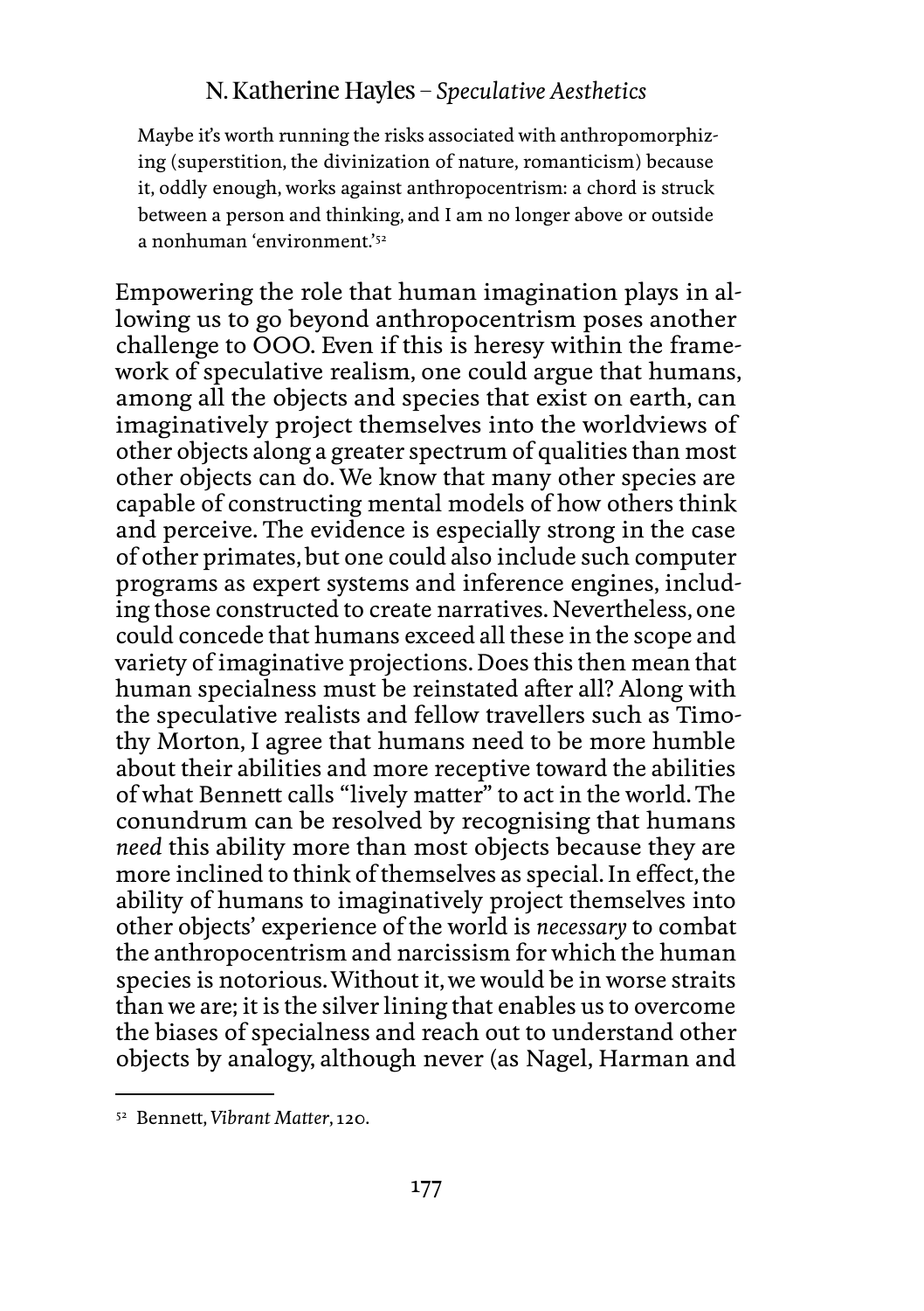> Maybe it's worth running the risks associated with anthropomorphizing (superstition, the divinization of nature, romanticism) because it, oddly enough, works against anthropocentrism: a chord is struck between a person and thinking, and I am no longer above or outside a nonhuman 'environment.'[52]

Empowering the role that human imagination plays in allowing us to go beyond anthropocentrism poses another challenge to OOO. Even if this is heresy within the framework of speculative realism, one could argue that humans, among all the objects and species that exist on earth, can imaginatively project themselves into the worldviews of other objects along a greater spectrum of qualities than most other objects can do. We know that many other species are capable of constructing mental models of how others think and perceive. The evidence is especially strong in the case of other primates, but one could also include such computer programs as expert systems and inference engines, including those constructed to create narratives. Nevertheless, one could concede that humans exceed all these in the scope and variety of imaginative projections. Does this then mean that human specialness must be reinstated after all? Along with the speculative realists and fellow travellers such as Timothy Morton, I agree that humans need to be more humble about their abilities and more receptive toward the abilities of what Bennett calls "lively matter" to act in the world. The conundrum can be resolved by recognising that humans *need* this ability more than most objects because they are more inclined to think of themselves as special. In effect, the ability of humans to imaginatively project themselves into other objects' experience of the world is *necessary* to combat the anthropocentrism and narcissism for which the human species is notorious. Without it, we would be in worse straits than we are; it is the silver lining that enables us to overcome the biases of specialness and reach out to understand other objects by analogy, although never (as Nagel, Harman and

---

[52] Bennett, *Vibrant Matter*, 120.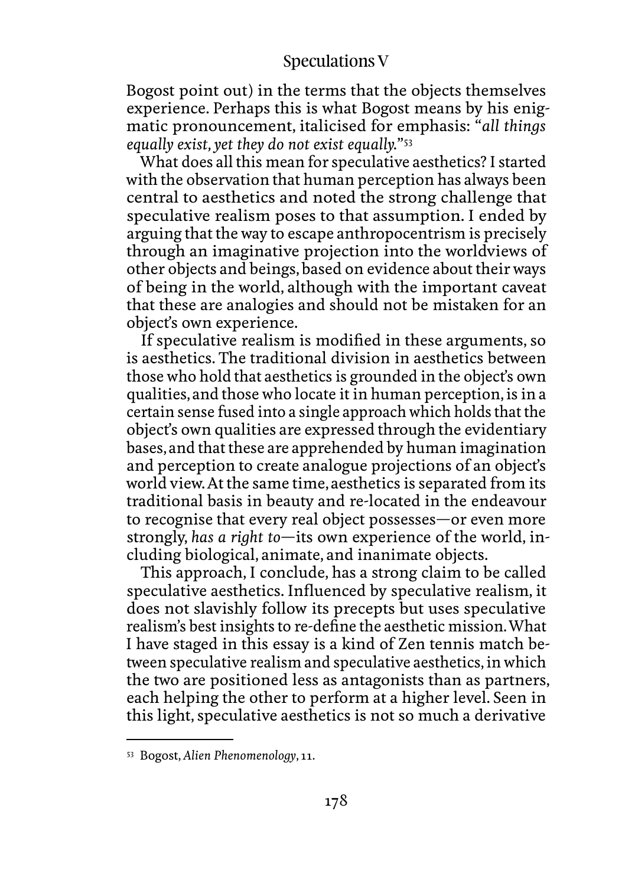Bogost point out) in the terms that the objects themselves experience. Perhaps this is what Bogost means by his enigmatic pronouncement, italicised for emphasis: "*all things equally exist, yet they do not exist equally.*"[53]

What does all this mean for speculative aesthetics? I started with the observation that human perception has always been central to aesthetics and noted the strong challenge that speculative realism poses to that assumption. I ended by arguing that the way to escape anthropocentrism is precisely through an imaginative projection into the worldviews of other objects and beings, based on evidence about their ways of being in the world, although with the important caveat that these are analogies and should not be mistaken for an object's own experience.

If speculative realism is modified in these arguments, so is aesthetics. The traditional division in aesthetics between those who hold that aesthetics is grounded in the object's own qualities, and those who locate it in human perception, is in a certain sense fused into a single approach which holds that the object's own qualities are expressed through the evidentiary bases, and that these are apprehended by human imagination and perception to create analogue projections of an object's world view. At the same time, aesthetics is separated from its traditional basis in beauty and re-located in the endeavour to recognise that every real object possesses—or even more strongly, *has a right to*—its own experience of the world, including biological, animate, and inanimate objects.

This approach, I conclude, has a strong claim to be called speculative aesthetics. Influenced by speculative realism, it does not slavishly follow its precepts but uses speculative realism's best insights to re-define the aesthetic mission. What I have staged in this essay is a kind of Zen tennis match between speculative realism and speculative aesthetics, in which the two are positioned less as antagonists than as partners, each helping the other to perform at a higher level. Seen in this light, speculative aesthetics is not so much a derivative

---

[53] Bogost, *Alien Phenomenology*, 11.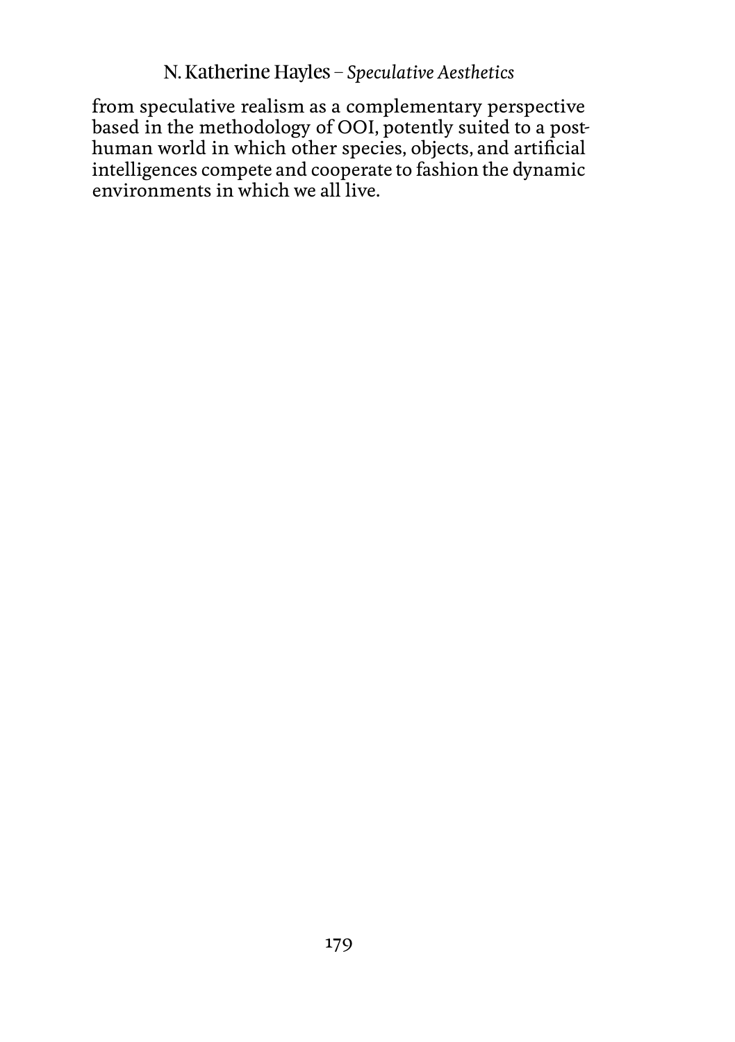from speculative realism as a complementary perspective based in the methodology of OOI, potently suited to a posthuman world in which other species, objects, and artificial intelligences compete and cooperate to fashion the dynamic environments in which we all live.